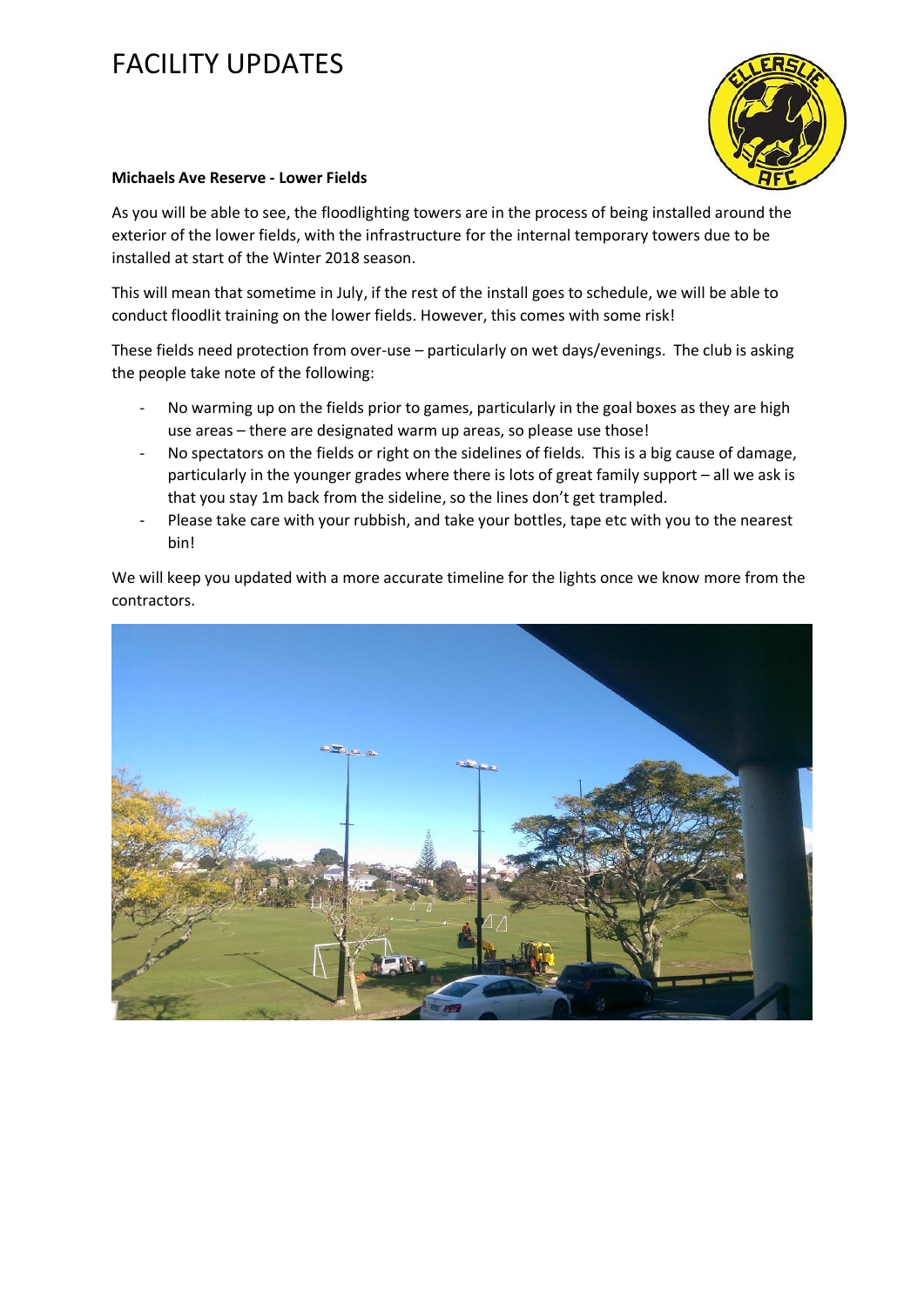# FACILITY UPDATES

**Michaels Ave Reserve - Lower Fields**

As you will be able to see, the floodlighting towers are in the process of being installed around the exterior of the lower fields, with the infrastructure for the internal temporary towers due to be installed at start of the Winter 2018 season.

This will mean that sometime in July, if the rest of the install goes to schedule, we will be able to conduct floodlit training on the lower fields. However, this comes with some risk!

These fields need protection from over-use – particularly on wet days/evenings. The club is asking the people take note of the following:

- No warming up on the fields prior to games, particularly in the goal boxes as they are high use areas – there are designated warm up areas, so please use those!
- No spectators on the fields or right on the sidelines of fields. This is a big cause of damage, particularly in the younger grades where there is lots of great family support – all we ask is that you stay 1m back from the sideline, so the lines don't get trampled.
- Please take care with your rubbish, and take your bottles, tape etc with you to the nearest bin!

We will keep you updated with a more accurate timeline for the lights once we know more from the contractors.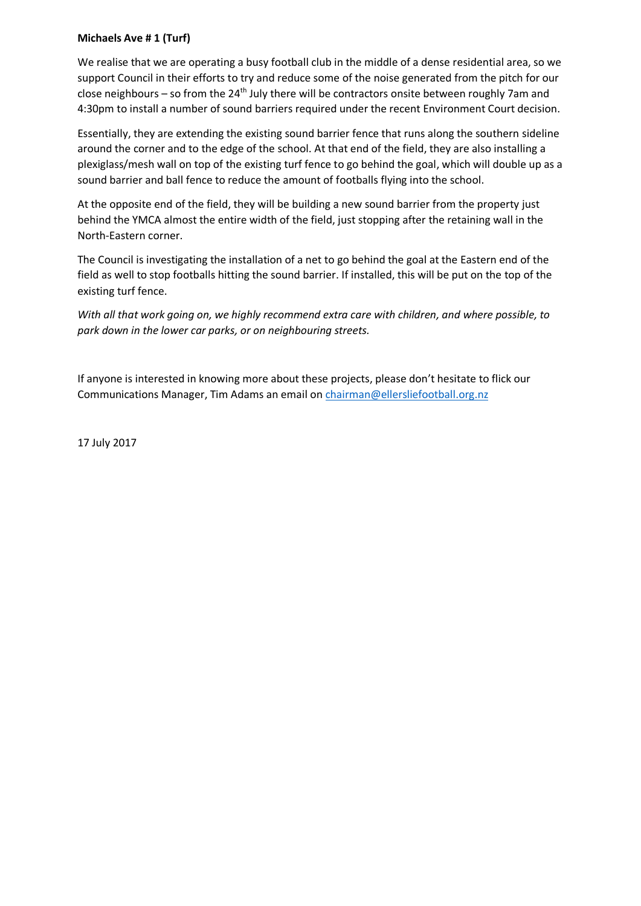**Michaels Ave # 1 (Turf)**

We realise that we are operating a busy football club in the middle of a dense residential area, so we support Council in their efforts to try and reduce some of the noise generated from the pitch for our close neighbours – so from the 24th July there will be contractors onsite between roughly 7am and 4:30pm to install a number of sound barriers required under the recent Environment Court decision.

Essentially, they are extending the existing sound barrier fence that runs along the southern sideline around the corner and to the edge of the school. At that end of the field, they are also installing a plexiglass/mesh wall on top of the existing turf fence to go behind the goal, which will double up as a sound barrier and ball fence to reduce the amount of footballs flying into the school.

At the opposite end of the field, they will be building a new sound barrier from the property just behind the YMCA almost the entire width of the field, just stopping after the retaining wall in the North-Eastern corner.

The Council is investigating the installation of a net to go behind the goal at the Eastern end of the field as well to stop footballs hitting the sound barrier. If installed, this will be put on the top of the existing turf fence.

*With all that work going on, we highly recommend extra care with children, and where possible, to park down in the lower car parks, or on neighbouring streets.*

If anyone is interested in knowing more about these projects, please don't hesitate to flick our Communications Manager, Tim Adams an email on [chairman@ellersliefootball.org.nz](mailto:chairman@ellersliefootball.org.nz)

17 July 2017